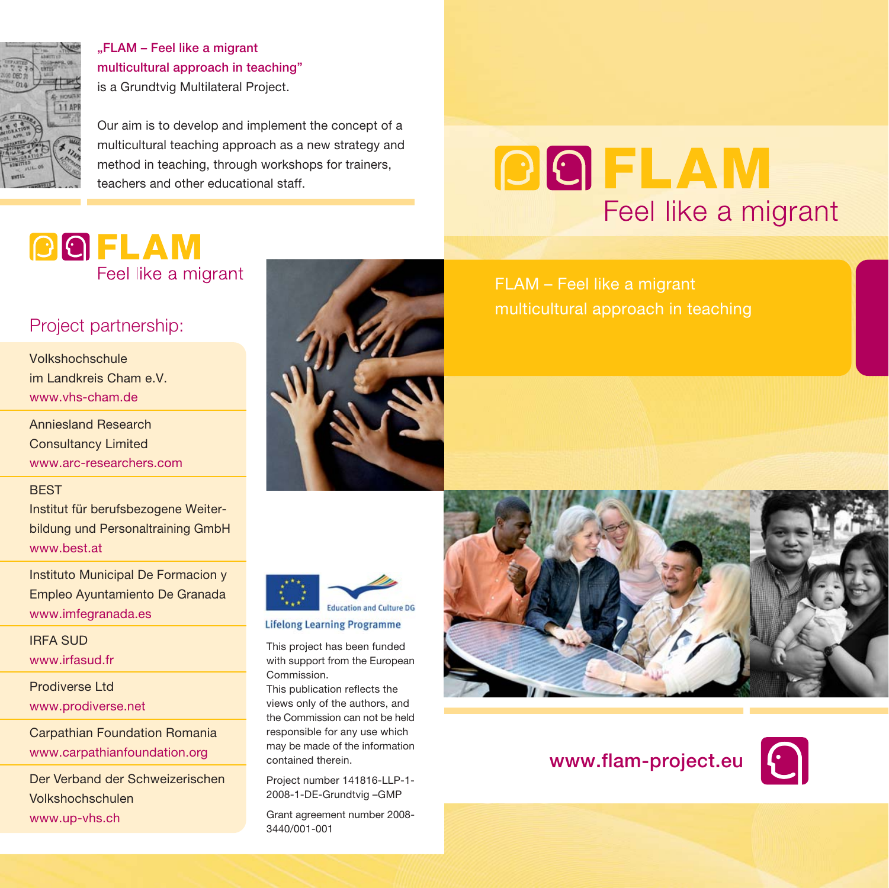„FLAM – Feel like a migrant multicultural approach in teaching" is a Grundtvig Multilateral Project.

Our aim is to develop and implement the concept of a multicultural teaching approach as a new strategy and method in teaching, through workshops for trainers, teachers and other educational staff.

# FLAM
Feel like a migrant

## Project partnership:

Volkshochschule im Landkreis Cham e.V.
www.vhs-cham.de

Anniesland Research Consultancy Limited
www.arc-researchers.com

BEST
Institut für berufsbezogene Weiterbildung und Personaltraining GmbH
www.best.at

Instituto Municipal De Formacion y Empleo Ayuntamiento De Granada
www.imfegranada.es

IRFA SUD
www.irfasud.fr

Prodiverse Ltd
www.prodiverse.net

Carpathian Foundation Romania
www.carpathianfoundation.org

Der Verband der Schweizerischen Volkshochschulen
www.up-vhs.ch

Education and Culture DG
Lifelong Learning Programme

This project has been funded with support from the European Commission.
This publication reflects the views only of the authors, and the Commission can not be held responsible for any use which may be made of the information contained therein.

Project number 141816-LLP-1-2008-1-DE-Grundtvig –GMP

Grant agreement number 2008-3440/001-001

# FLAM
Feel like a migrant

FLAM – Feel like a migrant
multicultural approach in teaching

www.flam-project.eu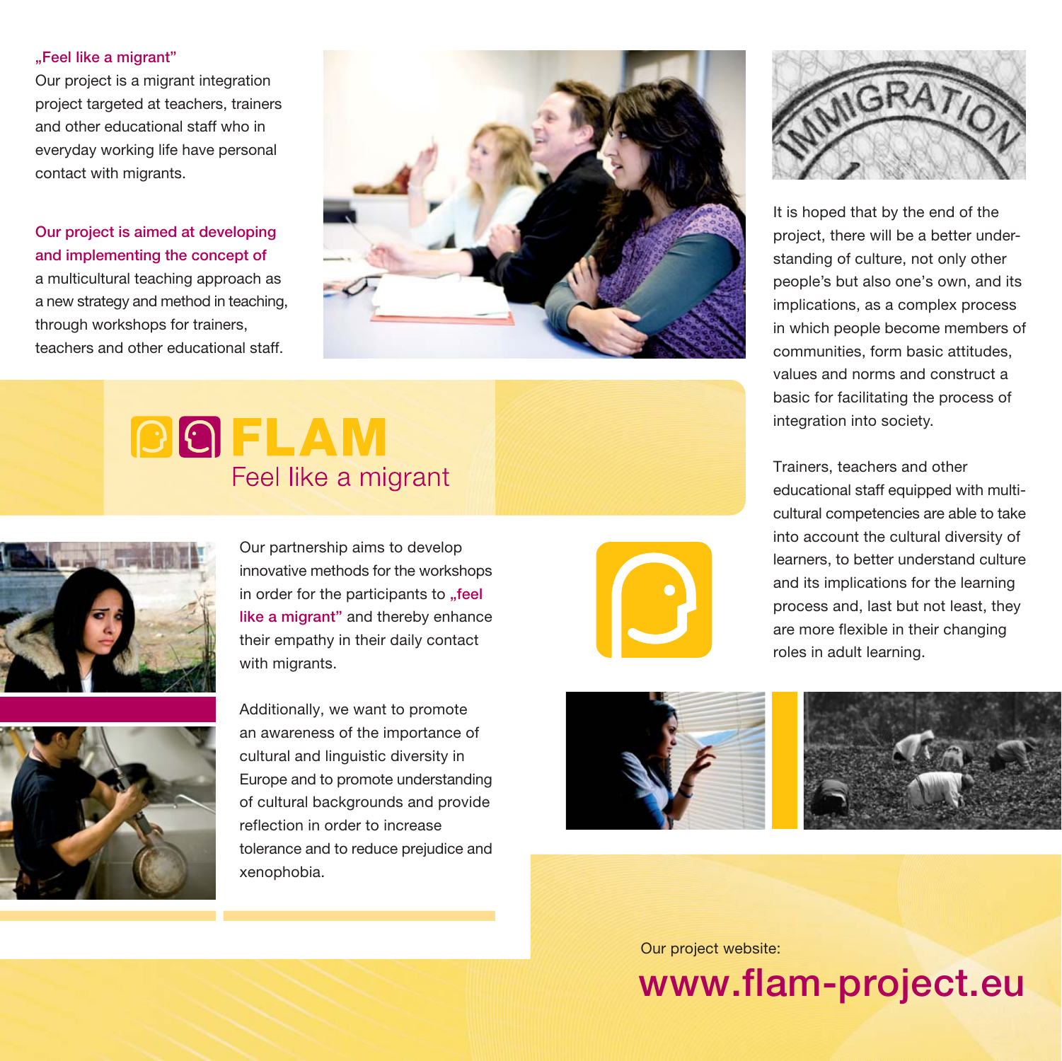**„Feel like a migrant"**

Our project is a migrant integration project targeted at teachers, trainers and other educational staff who in everyday working life have personal contact with migrants.

**Our project is aimed at developing and implementing the concept of** a multicultural teaching approach as a new strategy and method in teaching, through workshops for trainers, teachers and other educational staff.

# FLAM
## Feel like a migrant

Our partnership aims to develop innovative methods for the workshops in order for the participants to **„feel like a migrant"** and thereby enhance their empathy in their daily contact with migrants.

Additionally, we want to promote an awareness of the importance of cultural and linguistic diversity in Europe and to promote understanding of cultural backgrounds and provide reflection in order to increase tolerance and to reduce prejudice and xenophobia.

It is hoped that by the end of the project, there will be a better understanding of culture, not only other people's but also one's own, and its implications, as a complex process in which people become members of communities, form basic attitudes, values and norms and construct a basic for facilitating the process of integration into society.

Trainers, teachers and other educational staff equipped with multicultural competencies are able to take into account the cultural diversity of learners, to better understand culture and its implications for the learning process and, last but not least, they are more flexible in their changing roles in adult learning.

Our project website:

**www.flam-project.eu**